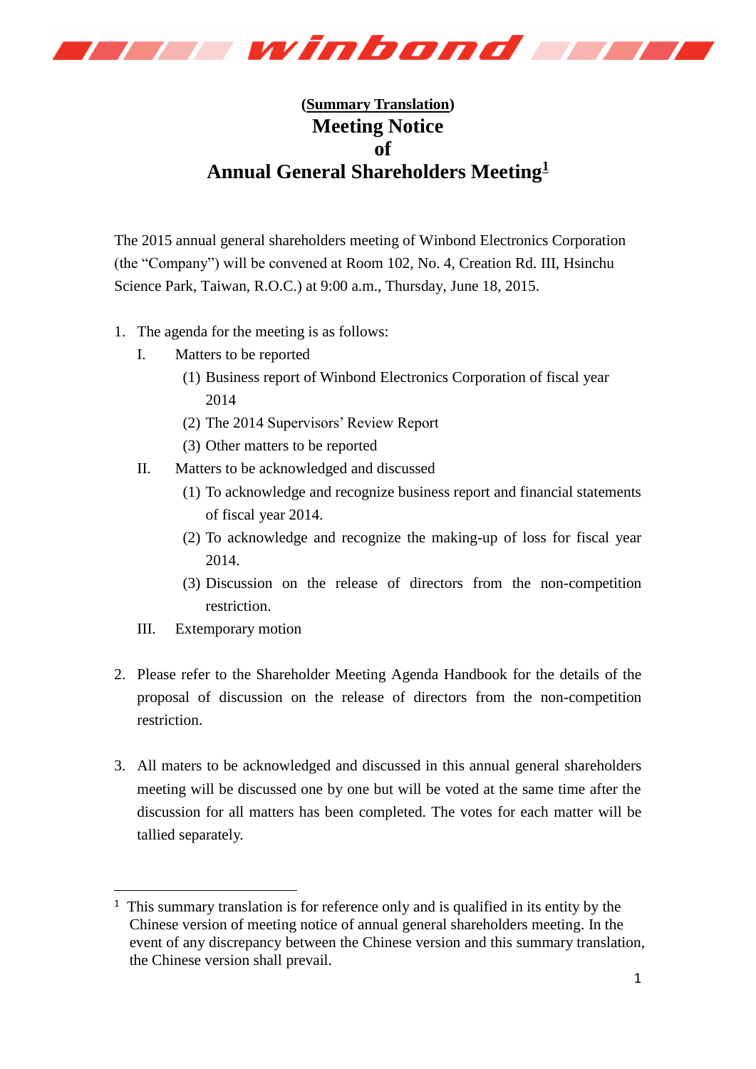**(Summary Translation)**

# Meeting Notice of Annual General Shareholders Meeting[1]

The 2015 annual general shareholders meeting of Winbond Electronics Corporation (the "Company") will be convened at Room 102, No. 4, Creation Rd. III, Hsinchu Science Park, Taiwan, R.O.C.) at 9:00 a.m., Thursday, June 18, 2015.

1. The agenda for the meeting is as follows:
   - I. Matters to be reported
     - (1) Business report of Winbond Electronics Corporation of fiscal year 2014
     - (2) The 2014 Supervisors' Review Report
     - (3) Other matters to be reported
   - II. Matters to be acknowledged and discussed
     - (1) To acknowledge and recognize business report and financial statements of fiscal year 2014.
     - (2) To acknowledge and recognize the making-up of loss for fiscal year 2014.
     - (3) Discussion on the release of directors from the non-competition restriction.
   - III. Extemporary motion

2. Please refer to the Shareholder Meeting Agenda Handbook for the details of the proposal of discussion on the release of directors from the non-competition restriction.

3. All maters to be acknowledged and discussed in this annual general shareholders meeting will be discussed one by one but will be voted at the same time after the discussion for all matters has been completed. The votes for each matter will be tallied separately.

---

[1] This summary translation is for reference only and is qualified in its entity by the Chinese version of meeting notice of annual general shareholders meeting. In the event of any discrepancy between the Chinese version and this summary translation, the Chinese version shall prevail.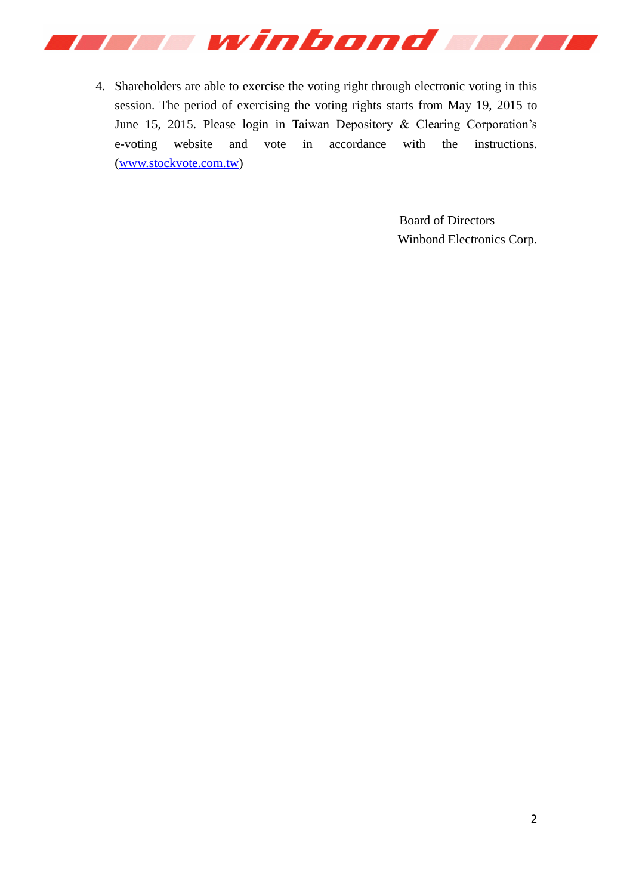4. Shareholders are able to exercise the voting right through electronic voting in this session. The period of exercising the voting rights starts from May 19, 2015 to June 15, 2015. Please login in Taiwan Depository & Clearing Corporation's e-voting website and vote in accordance with the instructions. (www.stockvote.com.tw)

Board of Directors
Winbond Electronics Corp.